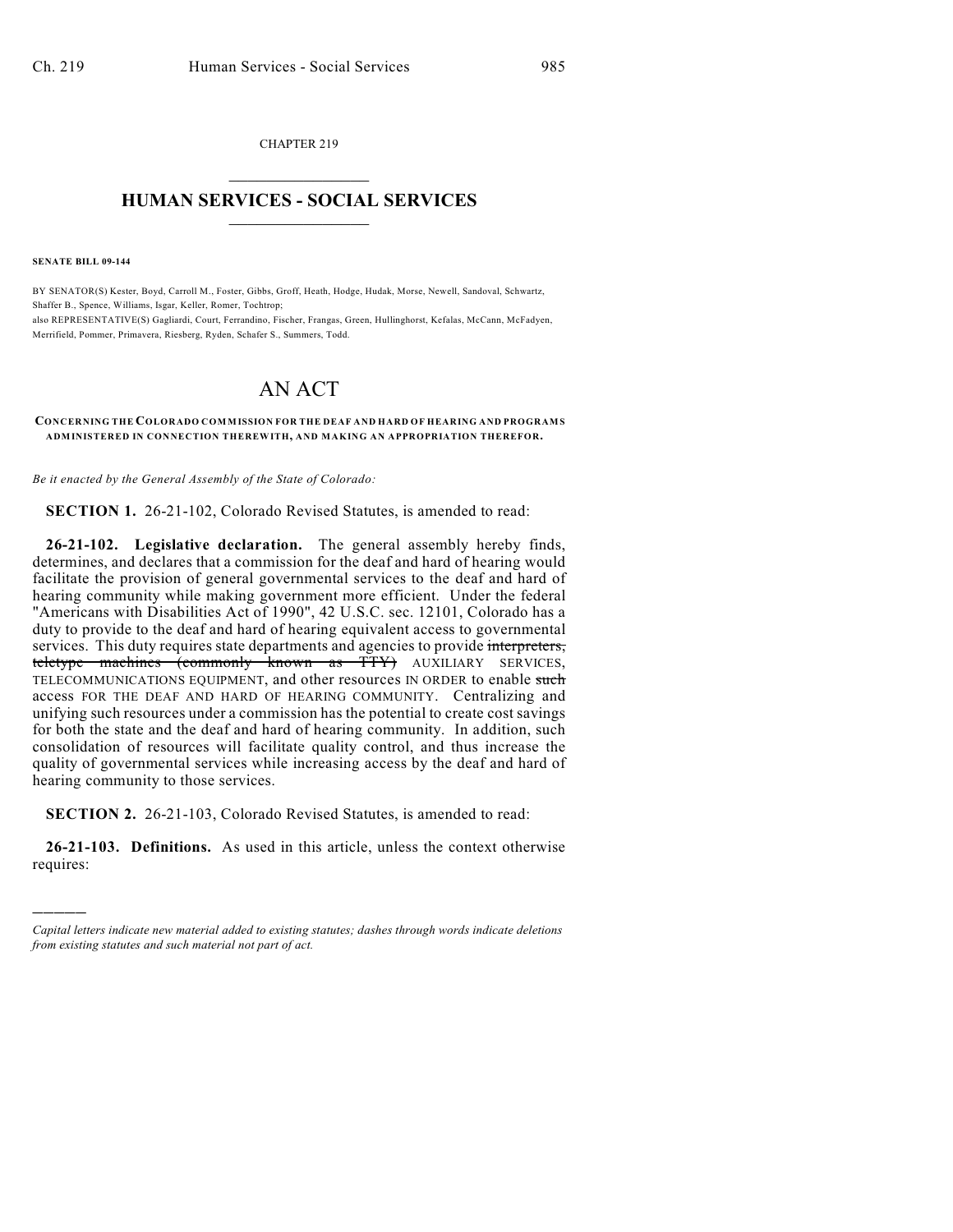CHAPTER 219

# HUMAN SERVICES - SOCIAL SERVICES

**SENATE BILL 09-144**

BY SENATOR(S) Kester, Boyd, Carroll M., Foster, Gibbs, Groff, Heath, Hodge, Hudak, Morse, Newell, Sandoval, Schwartz, Shaffer B., Spence, Williams, Isgar, Keller, Romer, Tochtrop;
also REPRESENTATIVE(S) Gagliardi, Court, Ferrandino, Fischer, Frangas, Green, Hullinghorst, Kefalas, McCann, McFadyen, Merrifield, Pommer, Primavera, Riesberg, Ryden, Schafer S., Summers, Todd.

# AN ACT

**CONCERNING THE COLORADO COMMISSION FOR THE DEAF AND HARD OF HEARING AND PROGRAMS ADMINISTERED IN CONNECTION THEREWITH, AND MAKING AN APPROPRIATION THEREFOR.**

*Be it enacted by the General Assembly of the State of Colorado:*

**SECTION 1.** 26-21-102, Colorado Revised Statutes, is amended to read:

**26-21-102. Legislative declaration.** The general assembly hereby finds, determines, and declares that a commission for the deaf and hard of hearing would facilitate the provision of general governmental services to the deaf and hard of hearing community while making government more efficient. Under the federal "Americans with Disabilities Act of 1990", 42 U.S.C. sec. 12101, Colorado has a duty to provide to the deaf and hard of hearing equivalent access to governmental services. This duty requires state departments and agencies to provide ~~interpreters, teletype machines (commonly known as TTY)~~ AUXILIARY SERVICES, TELECOMMUNICATIONS EQUIPMENT, and other resources IN ORDER to enable ~~such~~ access FOR THE DEAF AND HARD OF HEARING COMMUNITY. Centralizing and unifying such resources under a commission has the potential to create cost savings for both the state and the deaf and hard of hearing community. In addition, such consolidation of resources will facilitate quality control, and thus increase the quality of governmental services while increasing access by the deaf and hard of hearing community to those services.

**SECTION 2.** 26-21-103, Colorado Revised Statutes, is amended to read:

**26-21-103. Definitions.** As used in this article, unless the context otherwise requires:

---

*Capital letters indicate new material added to existing statutes; dashes through words indicate deletions from existing statutes and such material not part of act.*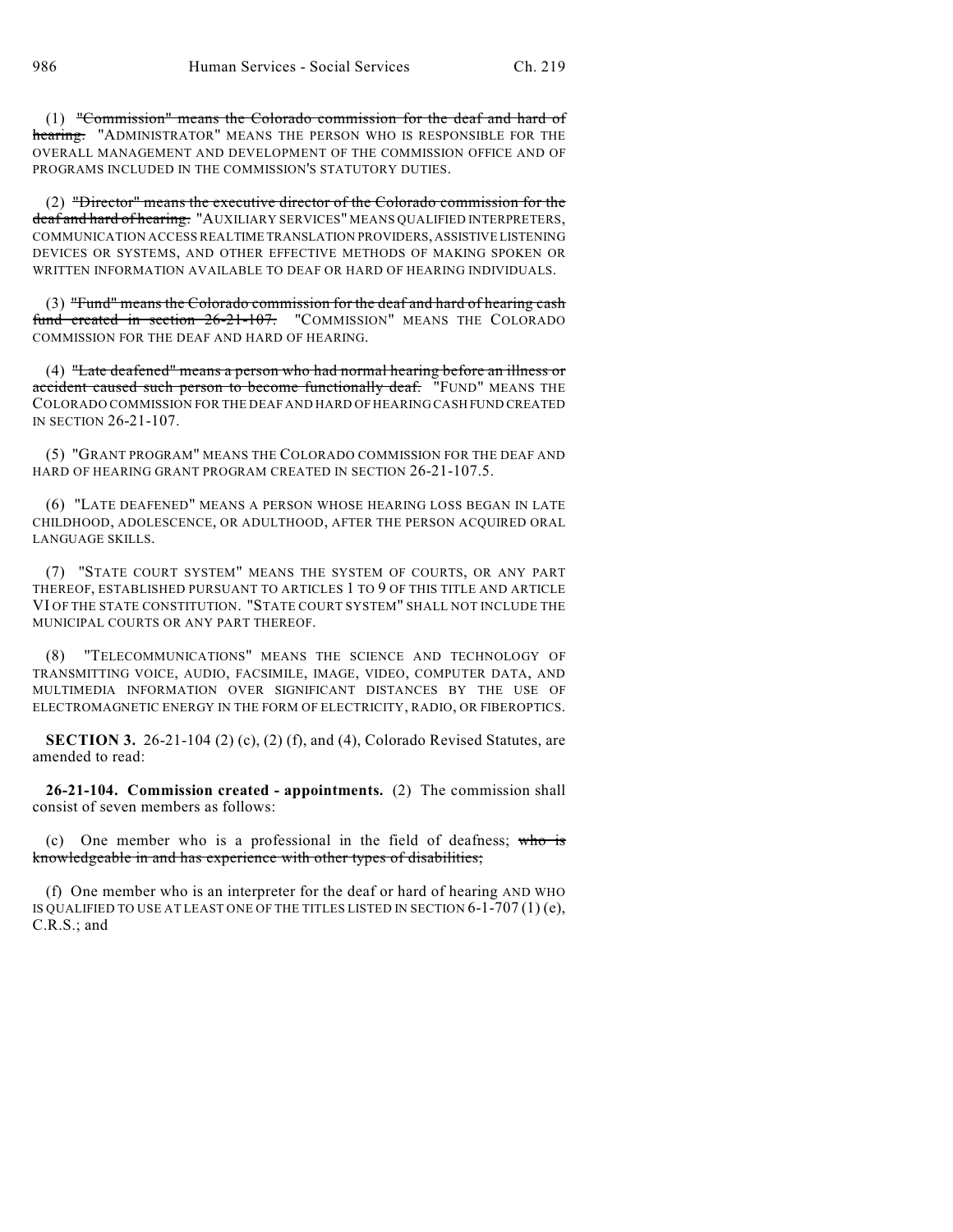(1) ~~"Commission" means the Colorado commission for the deaf and hard of hearing.~~ "ADMINISTRATOR" MEANS THE PERSON WHO IS RESPONSIBLE FOR THE OVERALL MANAGEMENT AND DEVELOPMENT OF THE COMMISSION OFFICE AND OF PROGRAMS INCLUDED IN THE COMMISSION'S STATUTORY DUTIES.

(2) ~~"Director" means the executive director of the Colorado commission for the deaf and hard of hearing.~~ "AUXILIARY SERVICES" MEANS QUALIFIED INTERPRETERS, COMMUNICATION ACCESS REALTIME TRANSLATION PROVIDERS, ASSISTIVE LISTENING DEVICES OR SYSTEMS, AND OTHER EFFECTIVE METHODS OF MAKING SPOKEN OR WRITTEN INFORMATION AVAILABLE TO DEAF OR HARD OF HEARING INDIVIDUALS.

(3) ~~"Fund" means the Colorado commission for the deaf and hard of hearing cash fund created in section 26-21-107.~~ "COMMISSION" MEANS THE COLORADO COMMISSION FOR THE DEAF AND HARD OF HEARING.

(4) ~~"Late deafened" means a person who had normal hearing before an illness or accident caused such person to become functionally deaf.~~ "FUND" MEANS THE COLORADO COMMISSION FOR THE DEAF AND HARD OF HEARING CASH FUND CREATED IN SECTION 26-21-107.

(5) "GRANT PROGRAM" MEANS THE COLORADO COMMISSION FOR THE DEAF AND HARD OF HEARING GRANT PROGRAM CREATED IN SECTION 26-21-107.5.

(6) "LATE DEAFENED" MEANS A PERSON WHOSE HEARING LOSS BEGAN IN LATE CHILDHOOD, ADOLESCENCE, OR ADULTHOOD, AFTER THE PERSON ACQUIRED ORAL LANGUAGE SKILLS.

(7) "STATE COURT SYSTEM" MEANS THE SYSTEM OF COURTS, OR ANY PART THEREOF, ESTABLISHED PURSUANT TO ARTICLES 1 TO 9 OF THIS TITLE AND ARTICLE VI OF THE STATE CONSTITUTION. "STATE COURT SYSTEM" SHALL NOT INCLUDE THE MUNICIPAL COURTS OR ANY PART THEREOF.

(8) "TELECOMMUNICATIONS" MEANS THE SCIENCE AND TECHNOLOGY OF TRANSMITTING VOICE, AUDIO, FACSIMILE, IMAGE, VIDEO, COMPUTER DATA, AND MULTIMEDIA INFORMATION OVER SIGNIFICANT DISTANCES BY THE USE OF ELECTROMAGNETIC ENERGY IN THE FORM OF ELECTRICITY, RADIO, OR FIBEROPTICS.

**SECTION 3.** 26-21-104 (2) (c), (2) (f), and (4), Colorado Revised Statutes, are amended to read:

**26-21-104. Commission created - appointments.** (2) The commission shall consist of seven members as follows:

(c) One member who is a professional in the field of deafness; ~~who is knowledgeable in and has experience with other types of disabilities;~~

(f) One member who is an interpreter for the deaf or hard of hearing AND WHO IS QUALIFIED TO USE AT LEAST ONE OF THE TITLES LISTED IN SECTION 6-1-707 (1) (e), C.R.S.; and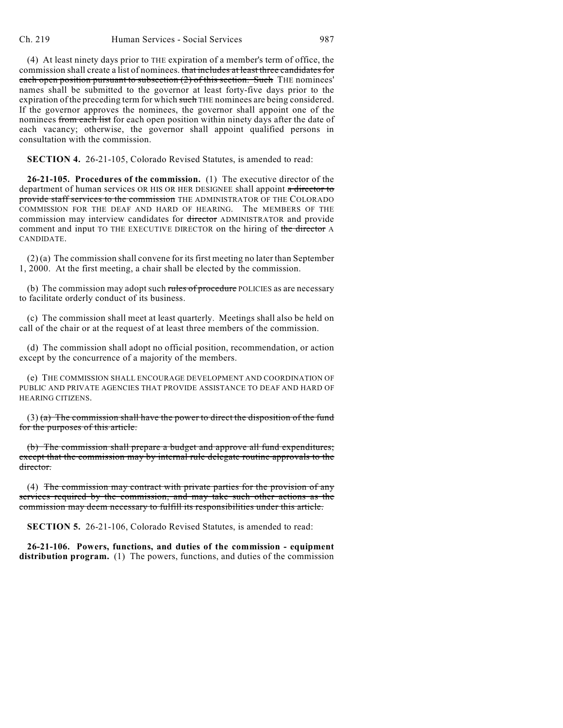(4) At least ninety days prior to THE expiration of a member's term of office, the commission shall create a list of nominees. ~~that includes at least three candidates for each open position pursuant to subsection (2) of this section. Such~~ THE nominees' names shall be submitted to the governor at least forty-five days prior to the expiration of the preceding term for which ~~such~~ THE nominees are being considered. If the governor approves the nominees, the governor shall appoint one of the nominees ~~from each list~~ for each open position within ninety days after the date of each vacancy; otherwise, the governor shall appoint qualified persons in consultation with the commission.

**SECTION 4.** 26-21-105, Colorado Revised Statutes, is amended to read:

**26-21-105. Procedures of the commission.** (1) The executive director of the department of human services OR HIS OR HER DESIGNEE shall appoint ~~a director to provide staff services to the commission~~ THE ADMINISTRATOR OF THE COLORADO COMMISSION FOR THE DEAF AND HARD OF HEARING. The MEMBERS OF THE commission may interview candidates for ~~director~~ ADMINISTRATOR and provide comment and input TO THE EXECUTIVE DIRECTOR on the hiring of ~~the director~~ A CANDIDATE.

(2) (a) The commission shall convene for its first meeting no later than September 1, 2000. At the first meeting, a chair shall be elected by the commission.

(b) The commission may adopt such ~~rules of procedure~~ POLICIES as are necessary to facilitate orderly conduct of its business.

(c) The commission shall meet at least quarterly. Meetings shall also be held on call of the chair or at the request of at least three members of the commission.

(d) The commission shall adopt no official position, recommendation, or action except by the concurrence of a majority of the members.

(e) THE COMMISSION SHALL ENCOURAGE DEVELOPMENT AND COORDINATION OF PUBLIC AND PRIVATE AGENCIES THAT PROVIDE ASSISTANCE TO DEAF AND HARD OF HEARING CITIZENS.

(3) ~~(a) The commission shall have the power to direct the disposition of the fund for the purposes of this article.~~

~~(b) The commission shall prepare a budget and approve all fund expenditures; except that the commission may by internal rule delegate routine approvals to the director.~~

(4) ~~The commission may contract with private parties for the provision of any services required by the commission, and may take such other actions as the commission may deem necessary to fulfill its responsibilities under this article.~~

**SECTION 5.** 26-21-106, Colorado Revised Statutes, is amended to read:

**26-21-106. Powers, functions, and duties of the commission - equipment distribution program.** (1) The powers, functions, and duties of the commission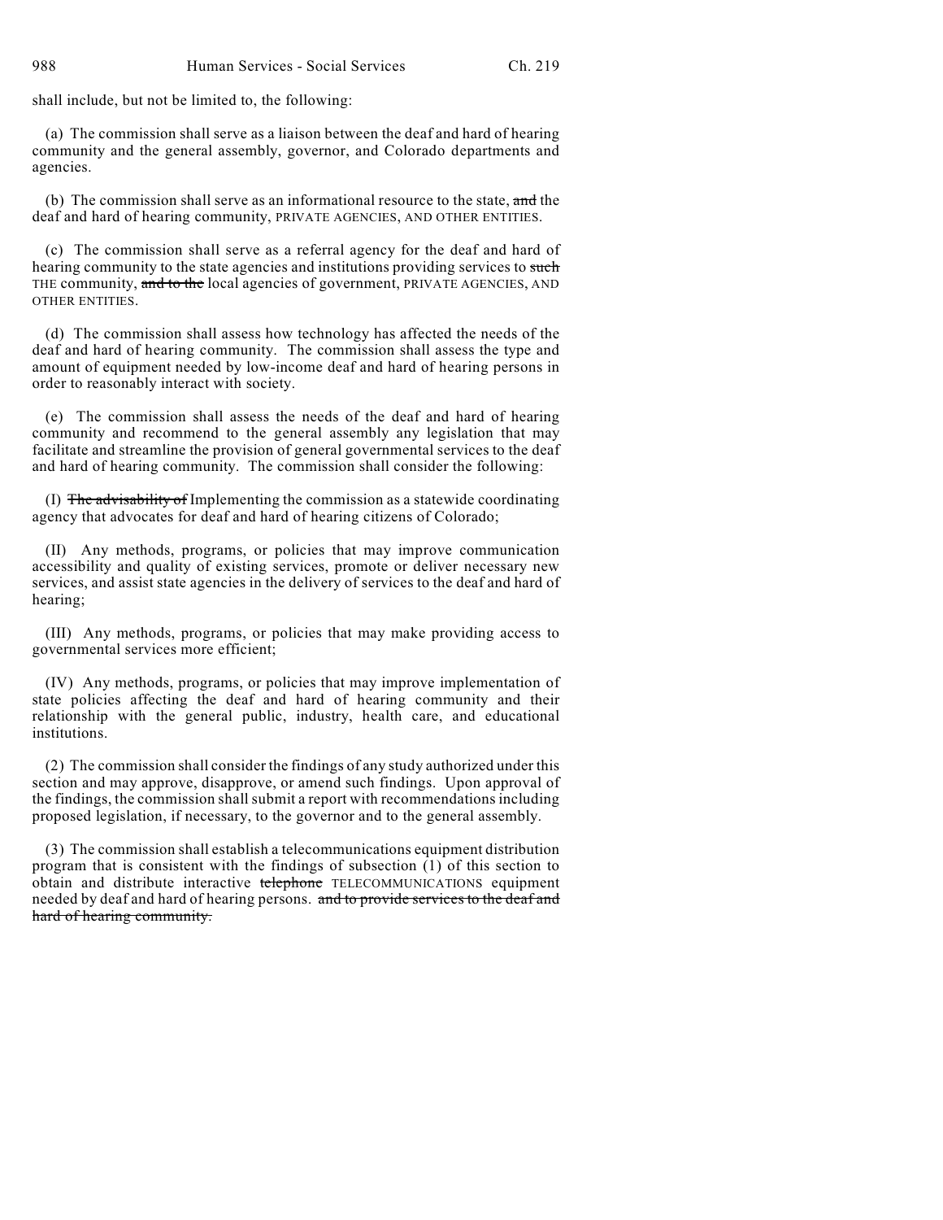shall include, but not be limited to, the following:

(a) The commission shall serve as a liaison between the deaf and hard of hearing community and the general assembly, governor, and Colorado departments and agencies.

(b) The commission shall serve as an informational resource to the state, ~~and~~ the deaf and hard of hearing community, PRIVATE AGENCIES, AND OTHER ENTITIES.

(c) The commission shall serve as a referral agency for the deaf and hard of hearing community to the state agencies and institutions providing services to ~~such~~ THE community, ~~and to the~~ local agencies of government, PRIVATE AGENCIES, AND OTHER ENTITIES.

(d) The commission shall assess how technology has affected the needs of the deaf and hard of hearing community. The commission shall assess the type and amount of equipment needed by low-income deaf and hard of hearing persons in order to reasonably interact with society.

(e) The commission shall assess the needs of the deaf and hard of hearing community and recommend to the general assembly any legislation that may facilitate and streamline the provision of general governmental services to the deaf and hard of hearing community. The commission shall consider the following:

(I) ~~The advisability of~~ Implementing the commission as a statewide coordinating agency that advocates for deaf and hard of hearing citizens of Colorado;

(II) Any methods, programs, or policies that may improve communication accessibility and quality of existing services, promote or deliver necessary new services, and assist state agencies in the delivery of services to the deaf and hard of hearing;

(III) Any methods, programs, or policies that may make providing access to governmental services more efficient;

(IV) Any methods, programs, or policies that may improve implementation of state policies affecting the deaf and hard of hearing community and their relationship with the general public, industry, health care, and educational institutions.

(2) The commission shall consider the findings of any study authorized under this section and may approve, disapprove, or amend such findings. Upon approval of the findings, the commission shall submit a report with recommendations including proposed legislation, if necessary, to the governor and to the general assembly.

(3) The commission shall establish a telecommunications equipment distribution program that is consistent with the findings of subsection (1) of this section to obtain and distribute interactive ~~telephone~~ TELECOMMUNICATIONS equipment needed by deaf and hard of hearing persons. ~~and to provide services to the deaf and hard of hearing community.~~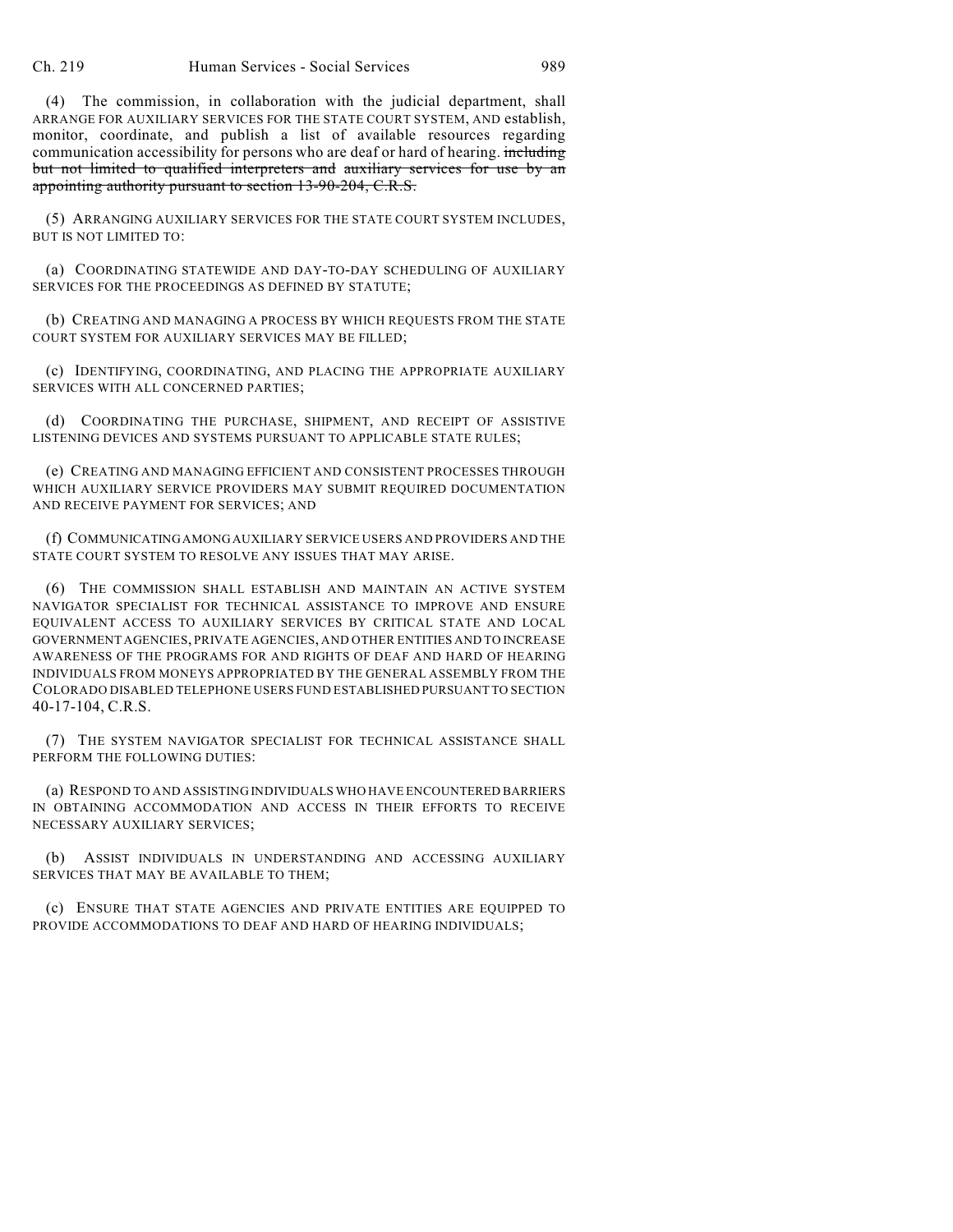(4) The commission, in collaboration with the judicial department, shall ARRANGE FOR AUXILIARY SERVICES FOR THE STATE COURT SYSTEM, AND establish, monitor, coordinate, and publish a list of available resources regarding communication accessibility for persons who are deaf or hard of hearing. ~~including but not limited to qualified interpreters and auxiliary services for use by an appointing authority pursuant to section 13-90-204, C.R.S.~~

(5) ARRANGING AUXILIARY SERVICES FOR THE STATE COURT SYSTEM INCLUDES, BUT IS NOT LIMITED TO:

(a) COORDINATING STATEWIDE AND DAY-TO-DAY SCHEDULING OF AUXILIARY SERVICES FOR THE PROCEEDINGS AS DEFINED BY STATUTE;

(b) CREATING AND MANAGING A PROCESS BY WHICH REQUESTS FROM THE STATE COURT SYSTEM FOR AUXILIARY SERVICES MAY BE FILLED;

(c) IDENTIFYING, COORDINATING, AND PLACING THE APPROPRIATE AUXILIARY SERVICES WITH ALL CONCERNED PARTIES;

(d) COORDINATING THE PURCHASE, SHIPMENT, AND RECEIPT OF ASSISTIVE LISTENING DEVICES AND SYSTEMS PURSUANT TO APPLICABLE STATE RULES;

(e) CREATING AND MANAGING EFFICIENT AND CONSISTENT PROCESSES THROUGH WHICH AUXILIARY SERVICE PROVIDERS MAY SUBMIT REQUIRED DOCUMENTATION AND RECEIVE PAYMENT FOR SERVICES; AND

(f) COMMUNICATING AMONG AUXILIARY SERVICE USERS AND PROVIDERS AND THE STATE COURT SYSTEM TO RESOLVE ANY ISSUES THAT MAY ARISE.

(6) THE COMMISSION SHALL ESTABLISH AND MAINTAIN AN ACTIVE SYSTEM NAVIGATOR SPECIALIST FOR TECHNICAL ASSISTANCE TO IMPROVE AND ENSURE EQUIVALENT ACCESS TO AUXILIARY SERVICES BY CRITICAL STATE AND LOCAL GOVERNMENT AGENCIES, PRIVATE AGENCIES, AND OTHER ENTITIES AND TO INCREASE AWARENESS OF THE PROGRAMS FOR AND RIGHTS OF DEAF AND HARD OF HEARING INDIVIDUALS FROM MONEYS APPROPRIATED BY THE GENERAL ASSEMBLY FROM THE COLORADO DISABLED TELEPHONE USERS FUND ESTABLISHED PURSUANT TO SECTION 40-17-104, C.R.S.

(7) THE SYSTEM NAVIGATOR SPECIALIST FOR TECHNICAL ASSISTANCE SHALL PERFORM THE FOLLOWING DUTIES:

(a) RESPOND TO AND ASSISTING INDIVIDUALS WHO HAVE ENCOUNTERED BARRIERS IN OBTAINING ACCOMMODATION AND ACCESS IN THEIR EFFORTS TO RECEIVE NECESSARY AUXILIARY SERVICES;

(b) ASSIST INDIVIDUALS IN UNDERSTANDING AND ACCESSING AUXILIARY SERVICES THAT MAY BE AVAILABLE TO THEM;

(c) ENSURE THAT STATE AGENCIES AND PRIVATE ENTITIES ARE EQUIPPED TO PROVIDE ACCOMMODATIONS TO DEAF AND HARD OF HEARING INDIVIDUALS;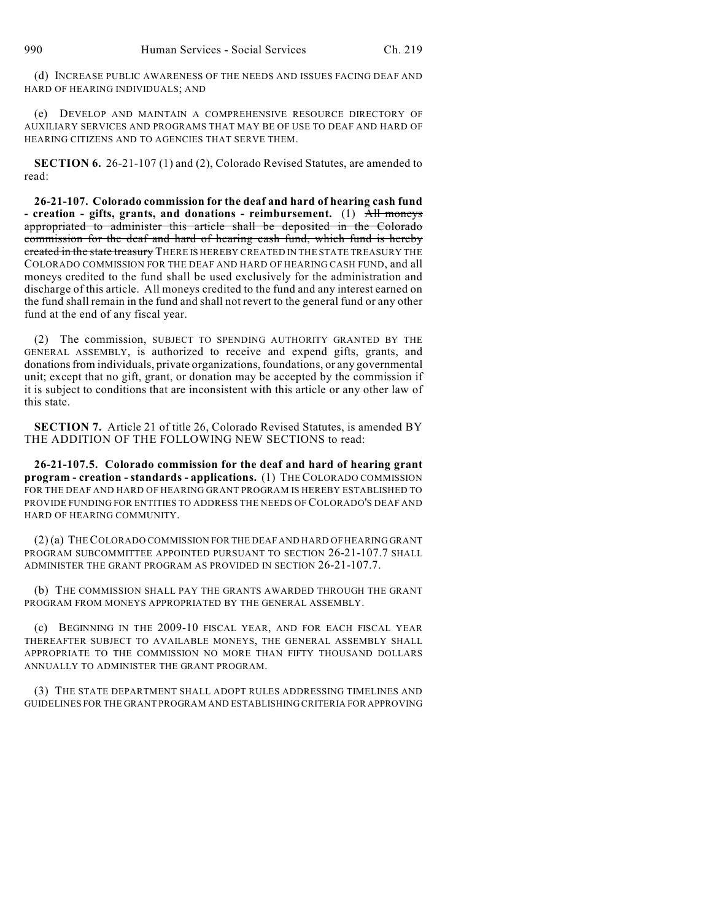(d) INCREASE PUBLIC AWARENESS OF THE NEEDS AND ISSUES FACING DEAF AND HARD OF HEARING INDIVIDUALS; AND

(e) DEVELOP AND MAINTAIN A COMPREHENSIVE RESOURCE DIRECTORY OF AUXILIARY SERVICES AND PROGRAMS THAT MAY BE OF USE TO DEAF AND HARD OF HEARING CITIZENS AND TO AGENCIES THAT SERVE THEM.

**SECTION 6.** 26-21-107 (1) and (2), Colorado Revised Statutes, are amended to read:

**26-21-107. Colorado commission for the deaf and hard of hearing cash fund - creation - gifts, grants, and donations - reimbursement.** (1) ~~All moneys appropriated to administer this article shall be deposited in the Colorado commission for the deaf and hard of hearing cash fund, which fund is hereby created in the state treasury~~ THERE IS HEREBY CREATED IN THE STATE TREASURY THE COLORADO COMMISSION FOR THE DEAF AND HARD OF HEARING CASH FUND, and all moneys credited to the fund shall be used exclusively for the administration and discharge of this article. All moneys credited to the fund and any interest earned on the fund shall remain in the fund and shall not revert to the general fund or any other fund at the end of any fiscal year.

(2) The commission, SUBJECT TO SPENDING AUTHORITY GRANTED BY THE GENERAL ASSEMBLY, is authorized to receive and expend gifts, grants, and donations from individuals, private organizations, foundations, or any governmental unit; except that no gift, grant, or donation may be accepted by the commission if it is subject to conditions that are inconsistent with this article or any other law of this state.

**SECTION 7.** Article 21 of title 26, Colorado Revised Statutes, is amended BY THE ADDITION OF THE FOLLOWING NEW SECTIONS to read:

**26-21-107.5. Colorado commission for the deaf and hard of hearing grant program - creation - standards - applications.** (1) THE COLORADO COMMISSION FOR THE DEAF AND HARD OF HEARING GRANT PROGRAM IS HEREBY ESTABLISHED TO PROVIDE FUNDING FOR ENTITIES TO ADDRESS THE NEEDS OF COLORADO'S DEAF AND HARD OF HEARING COMMUNITY.

(2) (a) THE COLORADO COMMISSION FOR THE DEAF AND HARD OF HEARING GRANT PROGRAM SUBCOMMITTEE APPOINTED PURSUANT TO SECTION 26-21-107.7 SHALL ADMINISTER THE GRANT PROGRAM AS PROVIDED IN SECTION 26-21-107.7.

(b) THE COMMISSION SHALL PAY THE GRANTS AWARDED THROUGH THE GRANT PROGRAM FROM MONEYS APPROPRIATED BY THE GENERAL ASSEMBLY.

(c) BEGINNING IN THE 2009-10 FISCAL YEAR, AND FOR EACH FISCAL YEAR THEREAFTER SUBJECT TO AVAILABLE MONEYS, THE GENERAL ASSEMBLY SHALL APPROPRIATE TO THE COMMISSION NO MORE THAN FIFTY THOUSAND DOLLARS ANNUALLY TO ADMINISTER THE GRANT PROGRAM.

(3) THE STATE DEPARTMENT SHALL ADOPT RULES ADDRESSING TIMELINES AND GUIDELINES FOR THE GRANT PROGRAM AND ESTABLISHING CRITERIA FOR APPROVING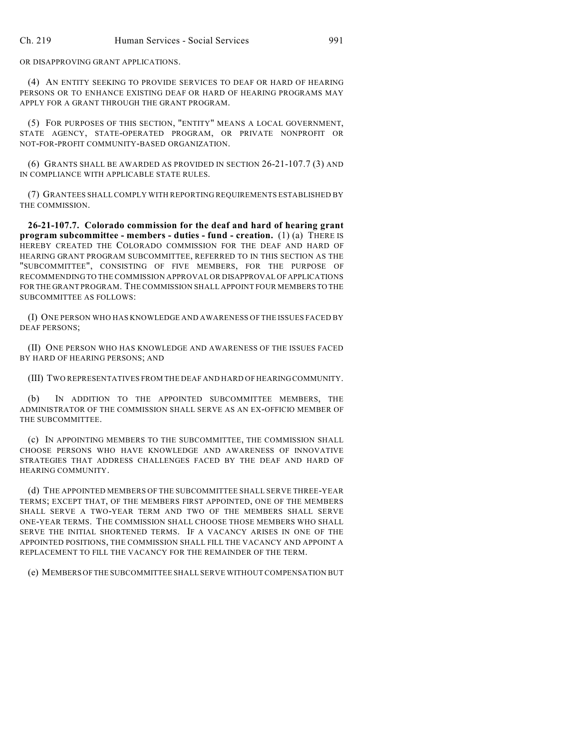OR DISAPPROVING GRANT APPLICATIONS.

(4) AN ENTITY SEEKING TO PROVIDE SERVICES TO DEAF OR HARD OF HEARING PERSONS OR TO ENHANCE EXISTING DEAF OR HARD OF HEARING PROGRAMS MAY APPLY FOR A GRANT THROUGH THE GRANT PROGRAM.

(5) FOR PURPOSES OF THIS SECTION, "ENTITY" MEANS A LOCAL GOVERNMENT, STATE AGENCY, STATE-OPERATED PROGRAM, OR PRIVATE NONPROFIT OR NOT-FOR-PROFIT COMMUNITY-BASED ORGANIZATION.

(6) GRANTS SHALL BE AWARDED AS PROVIDED IN SECTION 26-21-107.7 (3) AND IN COMPLIANCE WITH APPLICABLE STATE RULES.

(7) GRANTEES SHALL COMPLY WITH REPORTING REQUIREMENTS ESTABLISHED BY THE COMMISSION.

**26-21-107.7. Colorado commission for the deaf and hard of hearing grant program subcommittee - members - duties - fund - creation.** (1) (a) THERE IS HEREBY CREATED THE COLORADO COMMISSION FOR THE DEAF AND HARD OF HEARING GRANT PROGRAM SUBCOMMITTEE, REFERRED TO IN THIS SECTION AS THE "SUBCOMMITTEE", CONSISTING OF FIVE MEMBERS, FOR THE PURPOSE OF RECOMMENDING TO THE COMMISSION APPROVAL OR DISAPPROVAL OF APPLICATIONS FOR THE GRANT PROGRAM. THE COMMISSION SHALL APPOINT FOUR MEMBERS TO THE SUBCOMMITTEE AS FOLLOWS:

(I) ONE PERSON WHO HAS KNOWLEDGE AND AWARENESS OF THE ISSUES FACED BY DEAF PERSONS;

(II) ONE PERSON WHO HAS KNOWLEDGE AND AWARENESS OF THE ISSUES FACED BY HARD OF HEARING PERSONS; AND

(III) TWO REPRESENTATIVES FROM THE DEAF AND HARD OF HEARING COMMUNITY.

(b) IN ADDITION TO THE APPOINTED SUBCOMMITTEE MEMBERS, THE ADMINISTRATOR OF THE COMMISSION SHALL SERVE AS AN EX-OFFICIO MEMBER OF THE SUBCOMMITTEE.

(c) IN APPOINTING MEMBERS TO THE SUBCOMMITTEE, THE COMMISSION SHALL CHOOSE PERSONS WHO HAVE KNOWLEDGE AND AWARENESS OF INNOVATIVE STRATEGIES THAT ADDRESS CHALLENGES FACED BY THE DEAF AND HARD OF HEARING COMMUNITY.

(d) THE APPOINTED MEMBERS OF THE SUBCOMMITTEE SHALL SERVE THREE-YEAR TERMS; EXCEPT THAT, OF THE MEMBERS FIRST APPOINTED, ONE OF THE MEMBERS SHALL SERVE A TWO-YEAR TERM AND TWO OF THE MEMBERS SHALL SERVE ONE-YEAR TERMS. THE COMMISSION SHALL CHOOSE THOSE MEMBERS WHO SHALL SERVE THE INITIAL SHORTENED TERMS. IF A VACANCY ARISES IN ONE OF THE APPOINTED POSITIONS, THE COMMISSION SHALL FILL THE VACANCY AND APPOINT A REPLACEMENT TO FILL THE VACANCY FOR THE REMAINDER OF THE TERM.

(e) MEMBERS OF THE SUBCOMMITTEE SHALL SERVE WITHOUT COMPENSATION BUT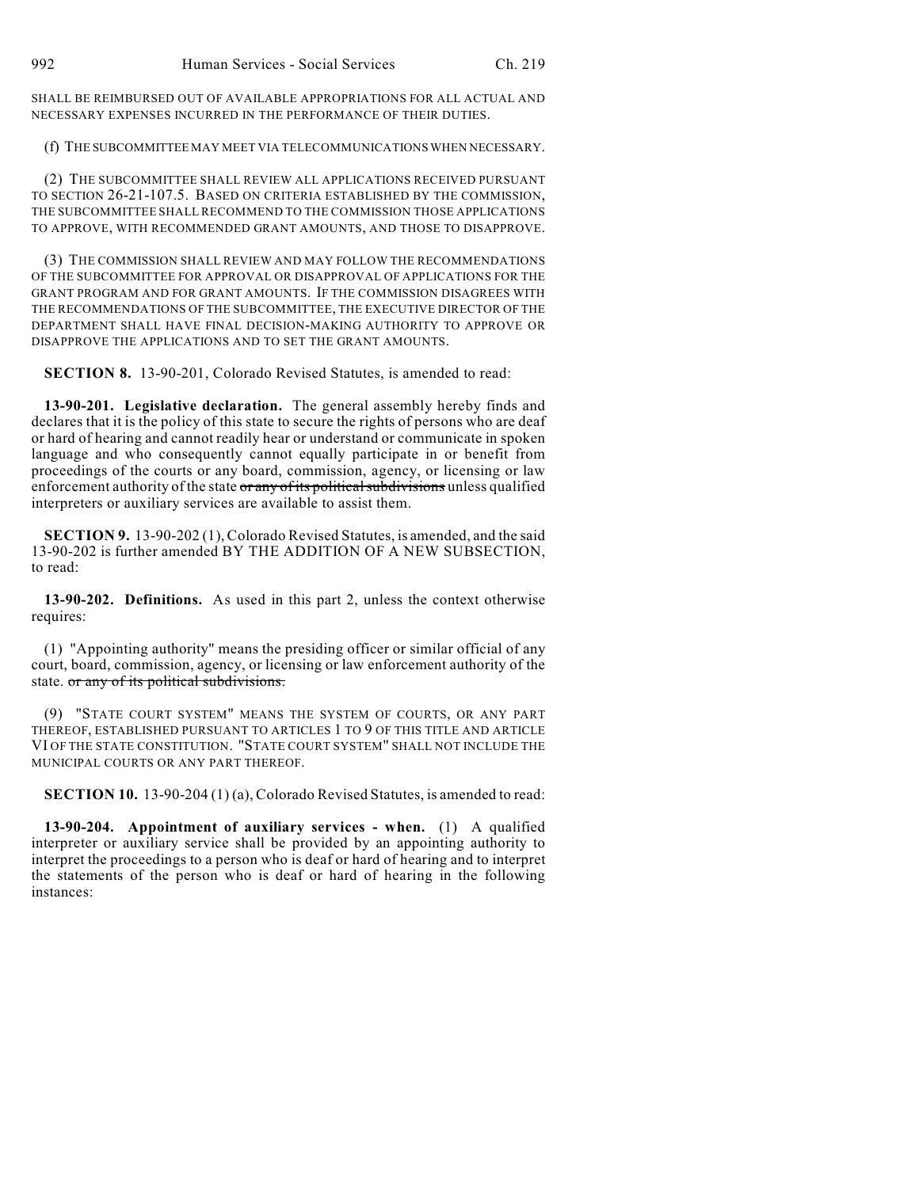SHALL BE REIMBURSED OUT OF AVAILABLE APPROPRIATIONS FOR ALL ACTUAL AND NECESSARY EXPENSES INCURRED IN THE PERFORMANCE OF THEIR DUTIES.

(f) THE SUBCOMMITTEE MAY MEET VIA TELECOMMUNICATIONS WHEN NECESSARY.

(2) THE SUBCOMMITTEE SHALL REVIEW ALL APPLICATIONS RECEIVED PURSUANT TO SECTION 26-21-107.5. BASED ON CRITERIA ESTABLISHED BY THE COMMISSION, THE SUBCOMMITTEE SHALL RECOMMEND TO THE COMMISSION THOSE APPLICATIONS TO APPROVE, WITH RECOMMENDED GRANT AMOUNTS, AND THOSE TO DISAPPROVE.

(3) THE COMMISSION SHALL REVIEW AND MAY FOLLOW THE RECOMMENDATIONS OF THE SUBCOMMITTEE FOR APPROVAL OR DISAPPROVAL OF APPLICATIONS FOR THE GRANT PROGRAM AND FOR GRANT AMOUNTS. IF THE COMMISSION DISAGREES WITH THE RECOMMENDATIONS OF THE SUBCOMMITTEE, THE EXECUTIVE DIRECTOR OF THE DEPARTMENT SHALL HAVE FINAL DECISION-MAKING AUTHORITY TO APPROVE OR DISAPPROVE THE APPLICATIONS AND TO SET THE GRANT AMOUNTS.

**SECTION 8.** 13-90-201, Colorado Revised Statutes, is amended to read:

**13-90-201. Legislative declaration.** The general assembly hereby finds and declares that it is the policy of this state to secure the rights of persons who are deaf or hard of hearing and cannot readily hear or understand or communicate in spoken language and who consequently cannot equally participate in or benefit from proceedings of the courts or any board, commission, agency, or licensing or law enforcement authority of the state ~~or any of its political subdivisions~~ unless qualified interpreters or auxiliary services are available to assist them.

**SECTION 9.** 13-90-202 (1), Colorado Revised Statutes, is amended, and the said 13-90-202 is further amended BY THE ADDITION OF A NEW SUBSECTION, to read:

**13-90-202. Definitions.** As used in this part 2, unless the context otherwise requires:

(1) "Appointing authority" means the presiding officer or similar official of any court, board, commission, agency, or licensing or law enforcement authority of the state. ~~or any of its political subdivisions.~~

(9) "STATE COURT SYSTEM" MEANS THE SYSTEM OF COURTS, OR ANY PART THEREOF, ESTABLISHED PURSUANT TO ARTICLES 1 TO 9 OF THIS TITLE AND ARTICLE VI OF THE STATE CONSTITUTION. "STATE COURT SYSTEM" SHALL NOT INCLUDE THE MUNICIPAL COURTS OR ANY PART THEREOF.

**SECTION 10.** 13-90-204 (1) (a), Colorado Revised Statutes, is amended to read:

**13-90-204. Appointment of auxiliary services - when.** (1) A qualified interpreter or auxiliary service shall be provided by an appointing authority to interpret the proceedings to a person who is deaf or hard of hearing and to interpret the statements of the person who is deaf or hard of hearing in the following instances: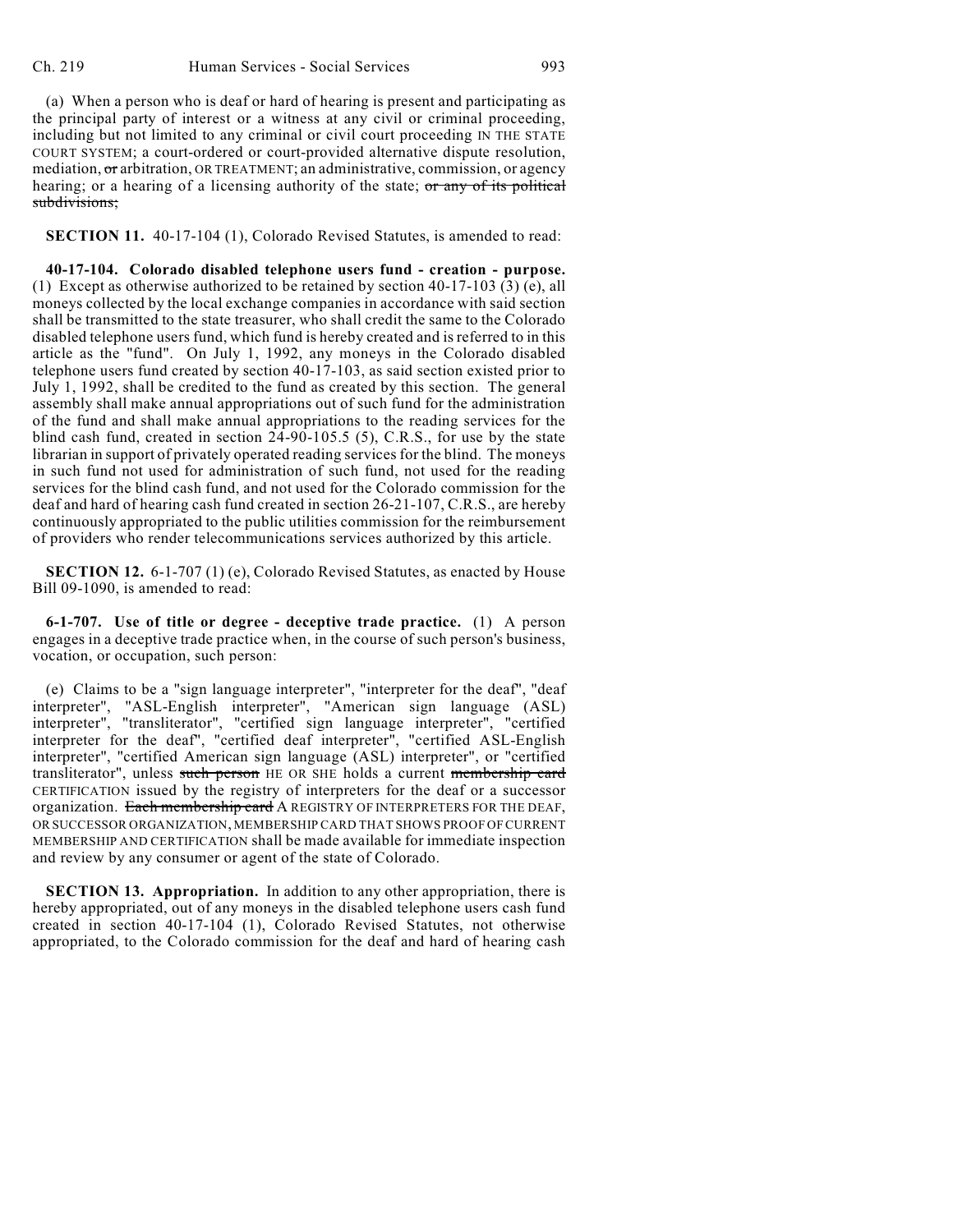(a) When a person who is deaf or hard of hearing is present and participating as the principal party of interest or a witness at any civil or criminal proceeding, including but not limited to any criminal or civil court proceeding IN THE STATE COURT SYSTEM; a court-ordered or court-provided alternative dispute resolution, mediation, ~~or~~ arbitration, OR TREATMENT; an administrative, commission, or agency hearing; or a hearing of a licensing authority of the state; ~~or any of its political subdivisions;~~

**SECTION 11.** 40-17-104 (1), Colorado Revised Statutes, is amended to read:

**40-17-104. Colorado disabled telephone users fund - creation - purpose.** (1) Except as otherwise authorized to be retained by section 40-17-103 (3) (e), all moneys collected by the local exchange companies in accordance with said section shall be transmitted to the state treasurer, who shall credit the same to the Colorado disabled telephone users fund, which fund is hereby created and is referred to in this article as the "fund". On July 1, 1992, any moneys in the Colorado disabled telephone users fund created by section 40-17-103, as said section existed prior to July 1, 1992, shall be credited to the fund as created by this section. The general assembly shall make annual appropriations out of such fund for the administration of the fund and shall make annual appropriations to the reading services for the blind cash fund, created in section 24-90-105.5 (5), C.R.S., for use by the state librarian in support of privately operated reading services for the blind. The moneys in such fund not used for administration of such fund, not used for the reading services for the blind cash fund, and not used for the Colorado commission for the deaf and hard of hearing cash fund created in section 26-21-107, C.R.S., are hereby continuously appropriated to the public utilities commission for the reimbursement of providers who render telecommunications services authorized by this article.

**SECTION 12.** 6-1-707 (1) (e), Colorado Revised Statutes, as enacted by House Bill 09-1090, is amended to read:

**6-1-707. Use of title or degree - deceptive trade practice.** (1) A person engages in a deceptive trade practice when, in the course of such person's business, vocation, or occupation, such person:

(e) Claims to be a "sign language interpreter", "interpreter for the deaf", "deaf interpreter", "ASL-English interpreter", "American sign language (ASL) interpreter", "transliterator", "certified sign language interpreter", "certified interpreter for the deaf", "certified deaf interpreter", "certified ASL-English interpreter", "certified American sign language (ASL) interpreter", or "certified transliterator", unless ~~such person~~ HE OR SHE holds a current ~~membership card~~ CERTIFICATION issued by the registry of interpreters for the deaf or a successor organization. ~~Each membership card~~ A REGISTRY OF INTERPRETERS FOR THE DEAF, OR SUCCESSOR ORGANIZATION, MEMBERSHIP CARD THAT SHOWS PROOF OF CURRENT MEMBERSHIP AND CERTIFICATION shall be made available for immediate inspection and review by any consumer or agent of the state of Colorado.

**SECTION 13. Appropriation.** In addition to any other appropriation, there is hereby appropriated, out of any moneys in the disabled telephone users cash fund created in section 40-17-104 (1), Colorado Revised Statutes, not otherwise appropriated, to the Colorado commission for the deaf and hard of hearing cash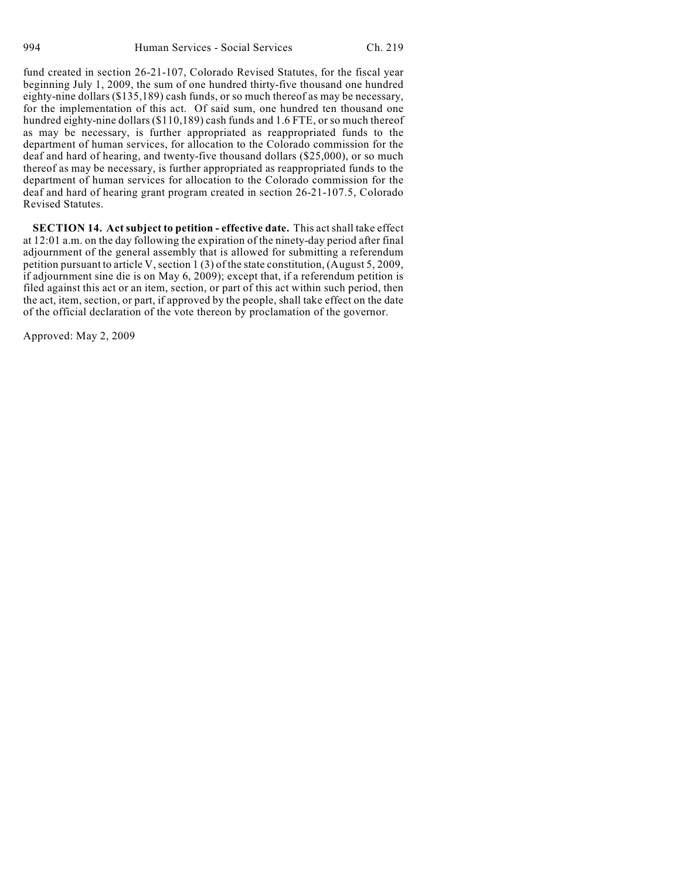fund created in section 26-21-107, Colorado Revised Statutes, for the fiscal year beginning July 1, 2009, the sum of one hundred thirty-five thousand one hundred eighty-nine dollars ($135,189) cash funds, or so much thereof as may be necessary, for the implementation of this act. Of said sum, one hundred ten thousand one hundred eighty-nine dollars ($110,189) cash funds and 1.6 FTE, or so much thereof as may be necessary, is further appropriated as reappropriated funds to the department of human services, for allocation to the Colorado commission for the deaf and hard of hearing, and twenty-five thousand dollars ($25,000), or so much thereof as may be necessary, is further appropriated as reappropriated funds to the department of human services for allocation to the Colorado commission for the deaf and hard of hearing grant program created in section 26-21-107.5, Colorado Revised Statutes.

**SECTION 14. Act subject to petition - effective date.** This act shall take effect at 12:01 a.m. on the day following the expiration of the ninety-day period after final adjournment of the general assembly that is allowed for submitting a referendum petition pursuant to article V, section 1 (3) of the state constitution, (August 5, 2009, if adjournment sine die is on May 6, 2009); except that, if a referendum petition is filed against this act or an item, section, or part of this act within such period, then the act, item, section, or part, if approved by the people, shall take effect on the date of the official declaration of the vote thereon by proclamation of the governor.

Approved: May 2, 2009